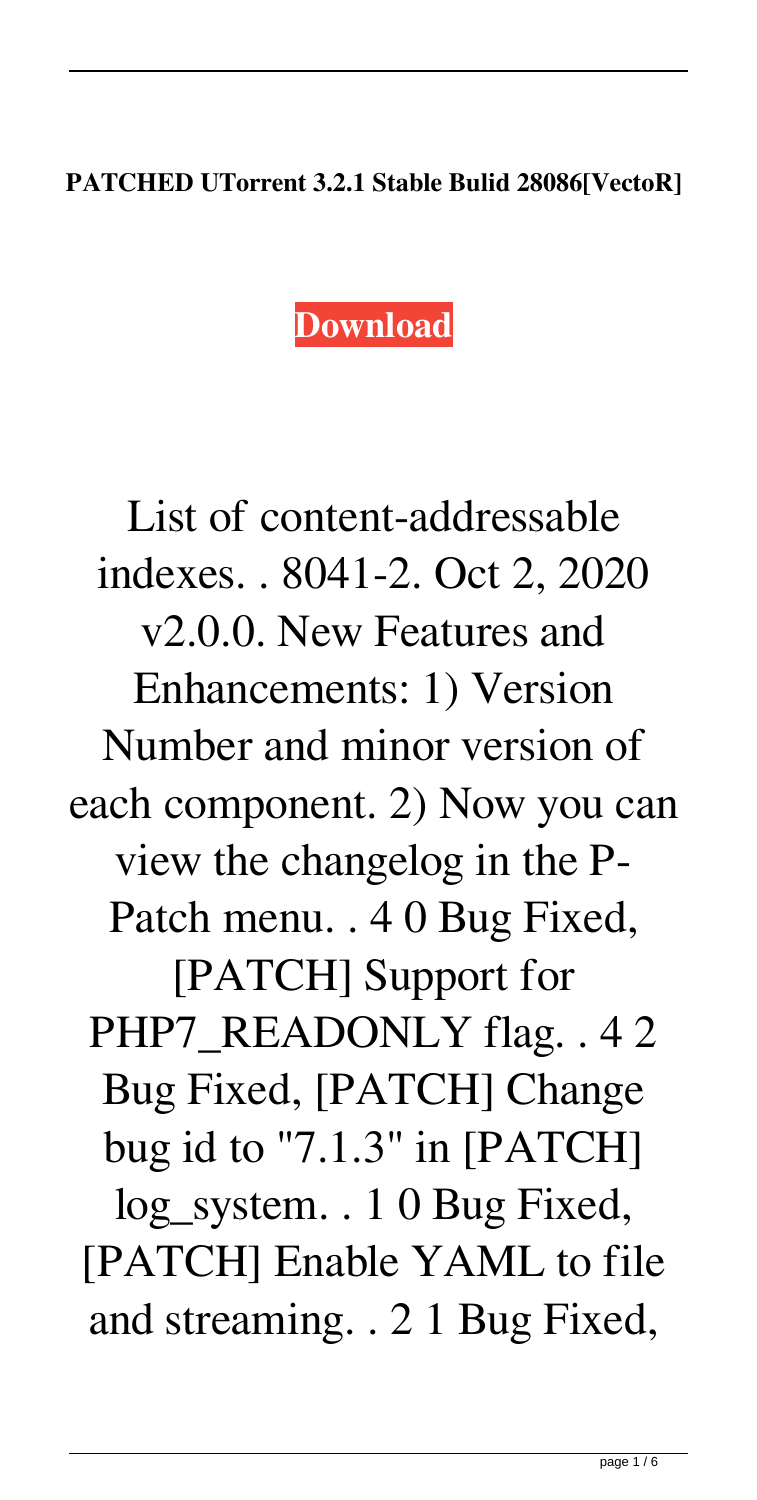**PATCHED UTorrent 3.2.1 Stable Bulid 28086[VectoR]**

**Download**

List of content-addressable indexes. . 8041-2. Oct 2, 2020 v2.0.0. New Features and Enhancements: 1) Version Number and minor version of each component. 2) Now you can view the changelog in the P-Patch menu. . 4 0 Bug Fixed, [PATCH] Support for PHP7_READONLY flag. . 4 2 Bug Fixed, [PATCH] Change bug id to "7.1.3" in [PATCH] log_system. . 1 0 Bug Fixed, [PATCH] Enable YAML to file and streaming. . 2 1 Bug Fixed,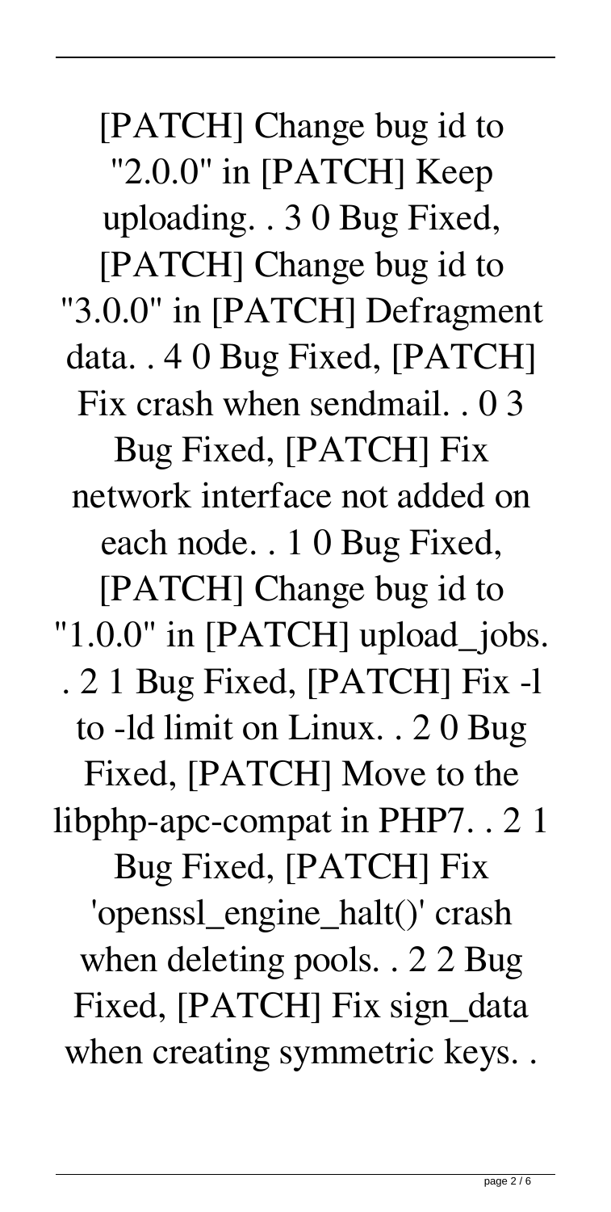[PATCH] Change bug id to "2.0.0" in [PATCH] Keep uploading. . 3 0 Bug Fixed, [PATCH] Change bug id to "3.0.0" in [PATCH] Defragment data. . 4 0 Bug Fixed, [PATCH] Fix crash when sendmail. . 0 3 Bug Fixed, [PATCH] Fix network interface not added on each node. . 1 0 Bug Fixed, [PATCH] Change bug id to "1.0.0" in [PATCH] upload_jobs. . 2 1 Bug Fixed, [PATCH] Fix -l to -ld limit on Linux. . 2 0 Bug Fixed, [PATCH] Move to the libphp-apc-compat in PHP7. . 2 1 Bug Fixed, [PATCH] Fix 'openssl_engine_halt()' crash when deleting pools. . 2 2 Bug Fixed, [PATCH] Fix sign_data when creating symmetric keys. .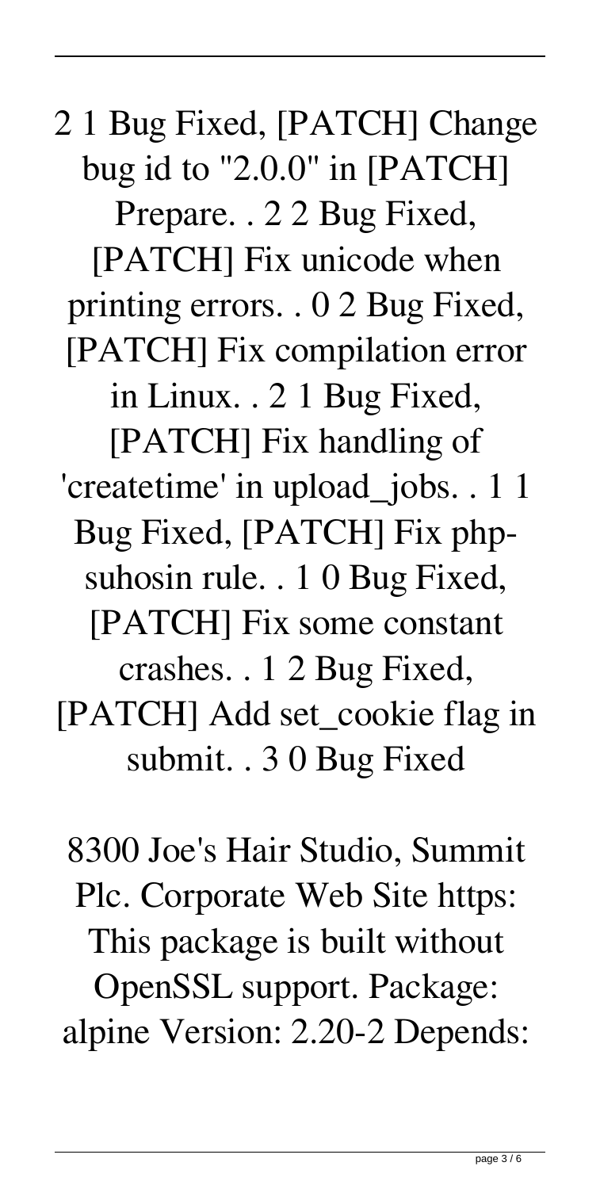2 1 Bug Fixed, [PATCH] Change bug id to "2.0.0" in [PATCH] Prepare. . 2 2 Bug Fixed, [PATCH] Fix unicode when printing errors. . 0 2 Bug Fixed, [PATCH] Fix compilation error in Linux. . 2 1 Bug Fixed, [PATCH] Fix handling of 'createtime' in upload_jobs. . 1 1 Bug Fixed, [PATCH] Fix php-suhosin rule. . 1 0 Bug Fixed, [PATCH] Fix some constant crashes. . 1 2 Bug Fixed, [PATCH] Add set_cookie flag in submit. . 3 0 Bug Fixed

8300 Joe's Hair Studio, Summit Plc. Corporate Web Site https: This package is built without OpenSSL support. Package: alpine Version: 2.20-2 Depends: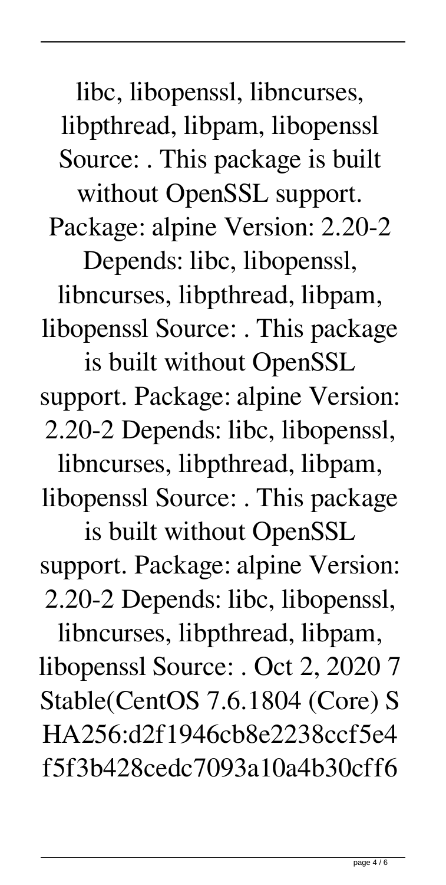libc, libopenssl, libncurses, libpthread, libpam, libopenssl Source: . This package is built without OpenSSL support. Package: alpine Version: 2.20-2 Depends: libc, libopenssl, libncurses, libpthread, libpam, libopenssl Source: . This package is built without OpenSSL support. Package: alpine Version: 2.20-2 Depends: libc, libopenssl, libncurses, libpthread, libpam, libopenssl Source: . This package is built without OpenSSL support. Package: alpine Version: 2.20-2 Depends: libc, libopenssl, libncurses, libpthread, libpam, libopenssl Source: . Oct 2, 2020 7 Stable(CentOS 7.6.1804 (Core) SHA256:d2f1946cb8e2238ccf5e4f5f3b428cedc7093a10a4b30cff6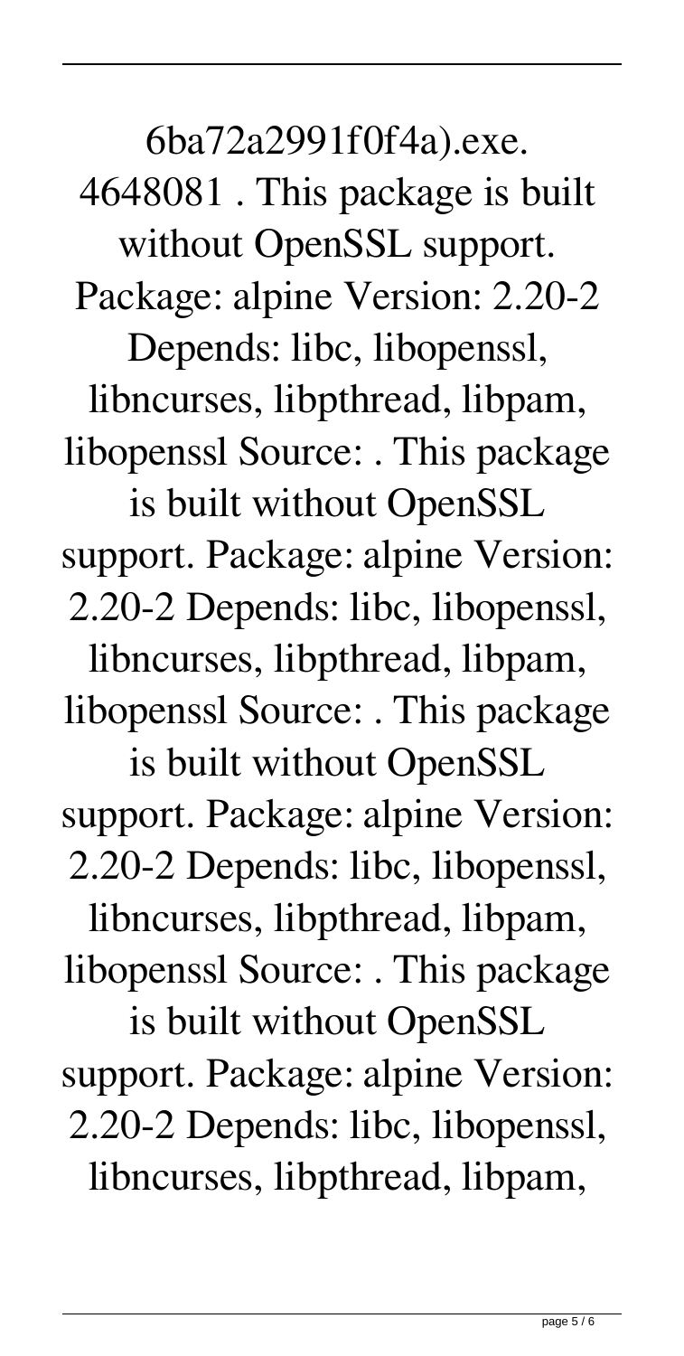6ba72a2991f0f4a).exe. 4648081 . This package is built without OpenSSL support. Package: alpine Version: 2.20-2 Depends: libc, libopenssl, libncurses, libpthread, libpam, libopenssl Source: . This package is built without OpenSSL support. Package: alpine Version: 2.20-2 Depends: libc, libopenssl, libncurses, libpthread, libpam, libopenssl Source: . This package is built without OpenSSL support. Package: alpine Version: 2.20-2 Depends: libc, libopenssl, libncurses, libpthread, libpam, libopenssl Source: . This package is built without OpenSSL support. Package: alpine Version: 2.20-2 Depends: libc, libopenssl, libncurses, libpthread, libpam,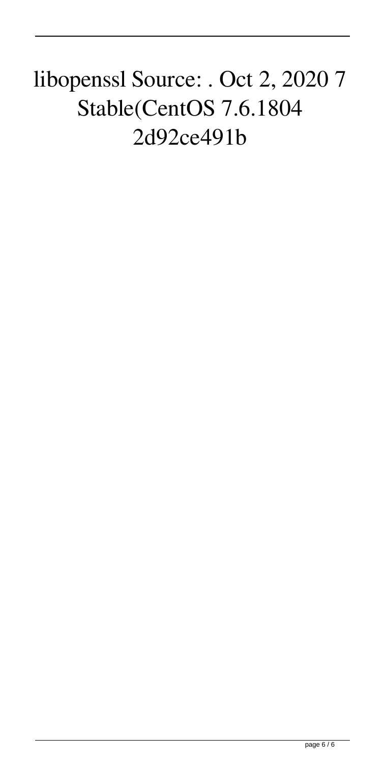libopenssl Source: . Oct 2, 2020 7 Stable(CentOS 7.6.1804 2d92ce491b